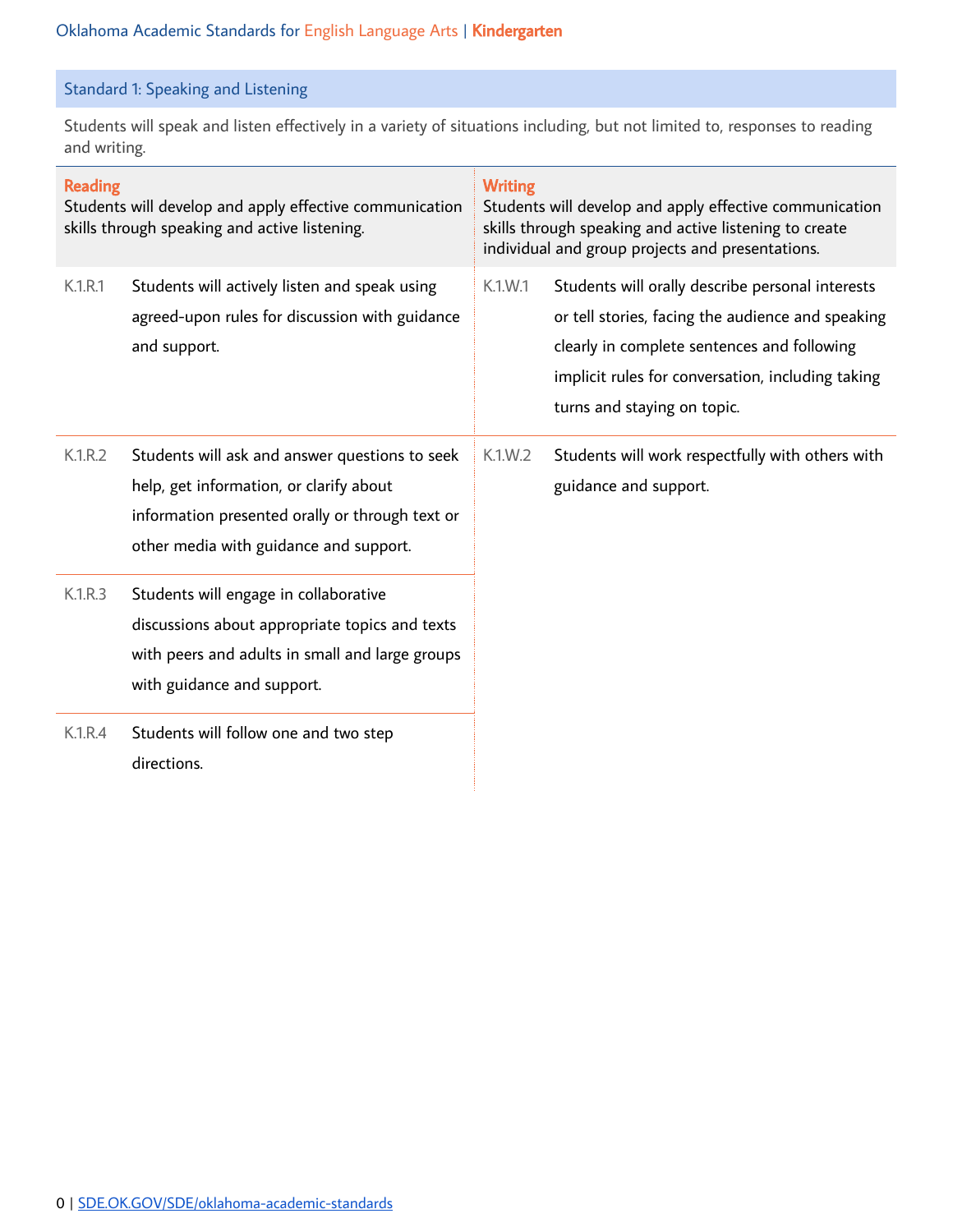## Standard 1: Speaking and Listening

Students will speak and listen effectively in a variety of situations including, but not limited to, responses to reading and writing.

| **Reading**<br>Students will develop and apply effective communication skills through speaking and active listening. | | **Writing**<br>Students will develop and apply effective communication skills through speaking and active listening to create individual and group projects and presentations. | |
|---|---|---|---|
| K.1.R.1 | Students will actively listen and speak using agreed-upon rules for discussion with guidance and support. | K.1.W.1 | Students will orally describe personal interests or tell stories, facing the audience and speaking clearly in complete sentences and following implicit rules for conversation, including taking turns and staying on topic. |
| K.1.R.2 | Students will ask and answer questions to seek help, get information, or clarify about information presented orally or through text or other media with guidance and support. | K.1.W.2 | Students will work respectfully with others with guidance and support. |
| K.1.R.3 | Students will engage in collaborative discussions about appropriate topics and texts with peers and adults in small and large groups with guidance and support. | | |
| K.1.R.4 | Students will follow one and two step directions. | | |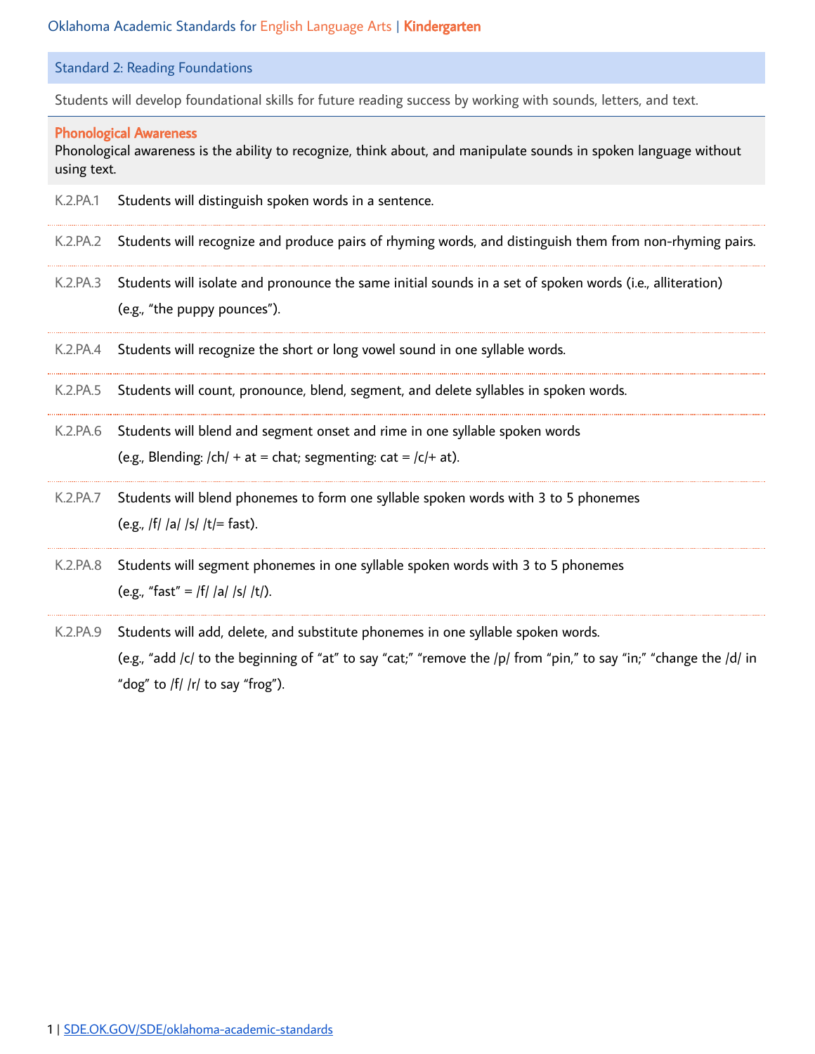## Standard 2: Reading Foundations

Students will develop foundational skills for future reading success by working with sounds, letters, and text.

### Phonological Awareness

Phonological awareness is the ability to recognize, think about, and manipulate sounds in spoken language without using text.

- **K.2.PA.1** Students will distinguish spoken words in a sentence.
- **K.2.PA.2** Students will recognize and produce pairs of rhyming words, and distinguish them from non-rhyming pairs.
- **K.2.PA.3** Students will isolate and pronounce the same initial sounds in a set of spoken words (i.e., alliteration) (e.g., "the puppy pounces").
- **K.2.PA.4** Students will recognize the short or long vowel sound in one syllable words.
- **K.2.PA.5** Students will count, pronounce, blend, segment, and delete syllables in spoken words.
- **K.2.PA.6** Students will blend and segment onset and rime in one syllable spoken words (e.g., Blending: /ch/ + at = chat; segmenting: cat = /c/+ at).
- **K.2.PA.7** Students will blend phonemes to form one syllable spoken words with 3 to 5 phonemes (e.g., /f/ /a/ /s/ /t/= fast).
- **K.2.PA.8** Students will segment phonemes in one syllable spoken words with 3 to 5 phonemes (e.g., "fast" = /f/ /a/ /s/ /t/).
- **K.2.PA.9** Students will add, delete, and substitute phonemes in one syllable spoken words. (e.g., "add /c/ to the beginning of "at" to say "cat;" "remove the /p/ from "pin," to say "in;" "change the /d/ in "dog" to /f/ /r/ to say "frog").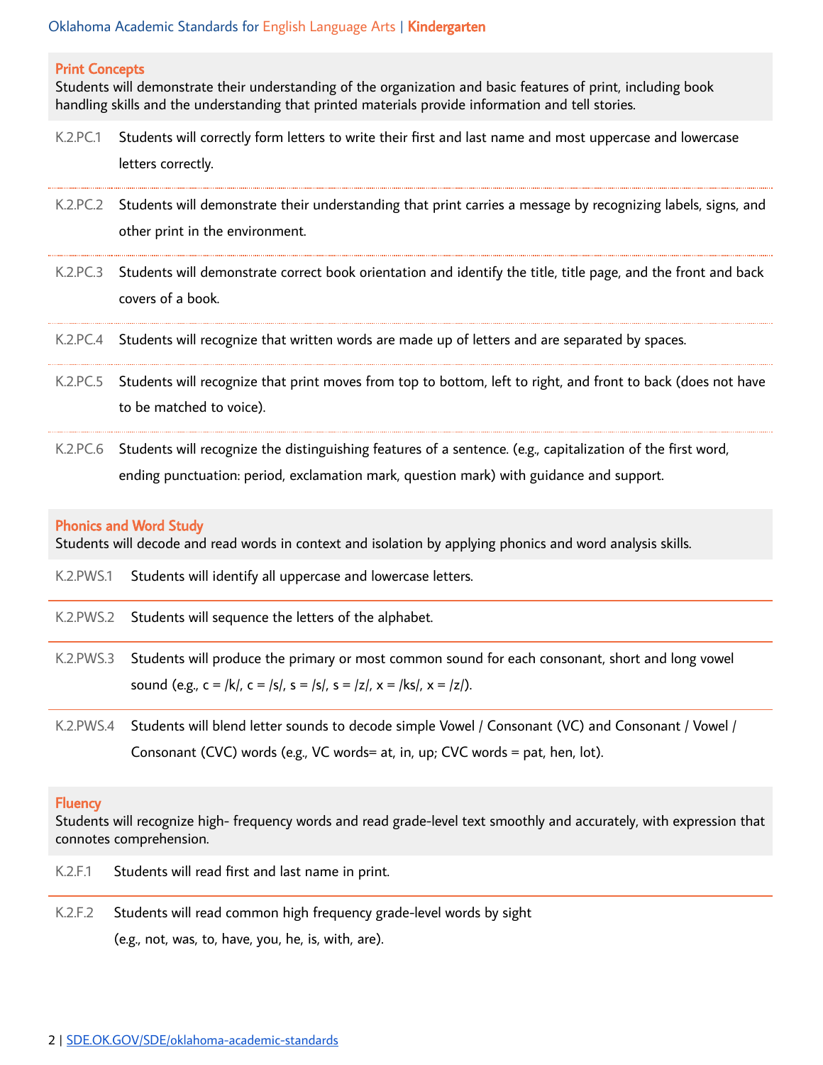## Print Concepts

Students will demonstrate their understanding of the organization and basic features of print, including book handling skills and the understanding that printed materials provide information and tell stories.

| | |
|---|---|
| K.2.PC.1 | Students will correctly form letters to write their first and last name and most uppercase and lowercase letters correctly. |
| K.2.PC.2 | Students will demonstrate their understanding that print carries a message by recognizing labels, signs, and other print in the environment. |
| K.2.PC.3 | Students will demonstrate correct book orientation and identify the title, title page, and the front and back covers of a book. |
| K.2.PC.4 | Students will recognize that written words are made up of letters and are separated by spaces. |
| K.2.PC.5 | Students will recognize that print moves from top to bottom, left to right, and front to back (does not have to be matched to voice). |
| K.2.PC.6 | Students will recognize the distinguishing features of a sentence. (e.g., capitalization of the first word, ending punctuation: period, exclamation mark, question mark) with guidance and support. |

## Phonics and Word Study

Students will decode and read words in context and isolation by applying phonics and word analysis skills.

| | |
|---|---|
| K.2.PWS.1 | Students will identify all uppercase and lowercase letters. |
| K.2.PWS.2 | Students will sequence the letters of the alphabet. |
| K.2.PWS.3 | Students will produce the primary or most common sound for each consonant, short and long vowel sound (e.g., c = /k/, c = /s/, s = /s/, s = /z/, x = /ks/, x = /z/). |
| K.2.PWS.4 | Students will blend letter sounds to decode simple Vowel / Consonant (VC) and Consonant / Vowel / Consonant (CVC) words (e.g., VC words= at, in, up; CVC words = pat, hen, lot). |

## Fluency

Students will recognize high- frequency words and read grade-level text smoothly and accurately, with expression that connotes comprehension.

| | |
|---|---|
| K.2.F.1 | Students will read first and last name in print. |
| K.2.F.2 | Students will read common high frequency grade-level words by sight (e.g., not, was, to, have, you, he, is, with, are). |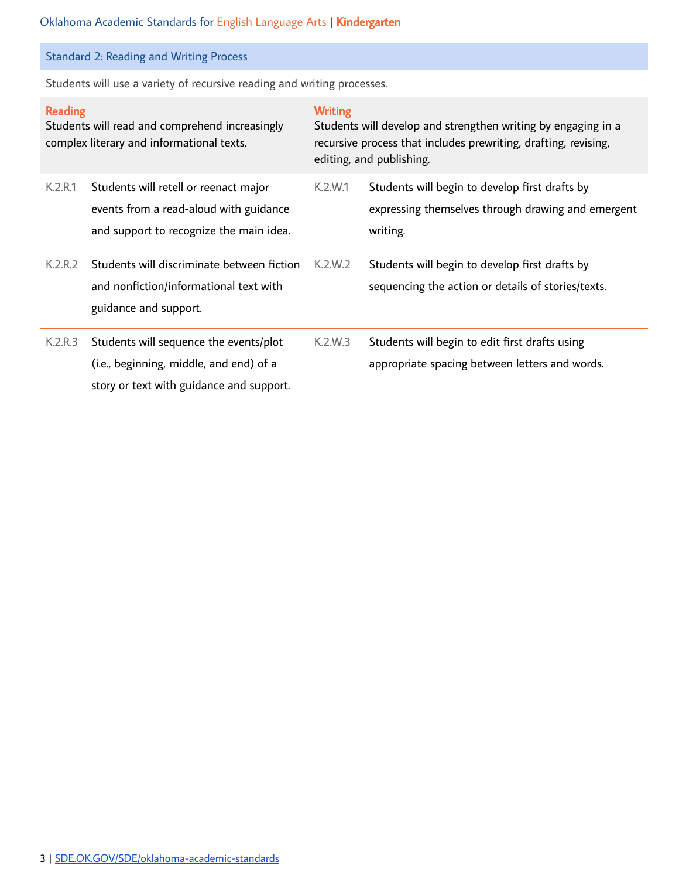## Standard 2: Reading and Writing Process

Students will use a variety of recursive reading and writing processes.

| Reading | | Writing | |
|---|---|---|---|
| Students will read and comprehend increasingly complex literary and informational texts. | | Students will develop and strengthen writing by engaging in a recursive process that includes prewriting, drafting, revising, editing, and publishing. | |
| K.2.R.1 | Students will retell or reenact major events from a read-aloud with guidance and support to recognize the main idea. | K.2.W.1 | Students will begin to develop first drafts by expressing themselves through drawing and emergent writing. |
| K.2.R.2 | Students will discriminate between fiction and nonfiction/informational text with guidance and support. | K.2.W.2 | Students will begin to develop first drafts by sequencing the action or details of stories/texts. |
| K.2.R.3 | Students will sequence the events/plot (i.e., beginning, middle, and end) of a story or text with guidance and support. | K.2.W.3 | Students will begin to edit first drafts using appropriate spacing between letters and words. |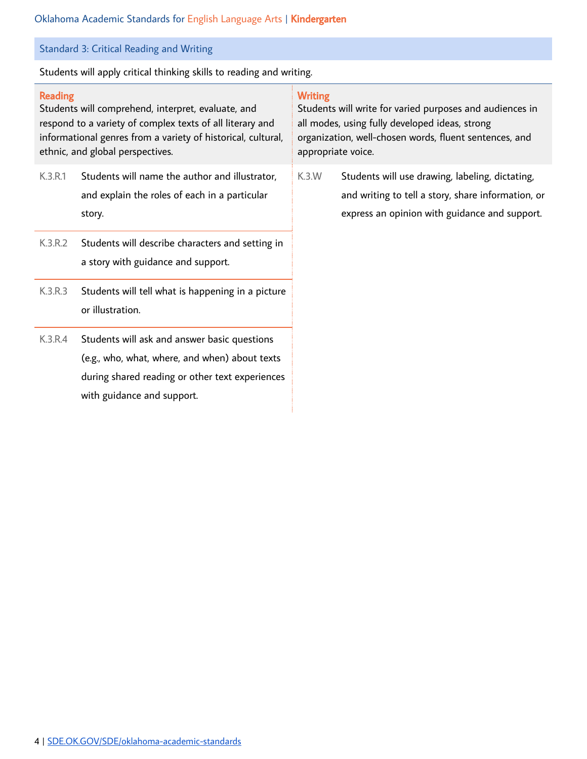## Standard 3: Critical Reading and Writing

Students will apply critical thinking skills to reading and writing.

### Reading

Students will comprehend, interpret, evaluate, and respond to a variety of complex texts of all literary and informational genres from a variety of historical, cultural, ethnic, and global perspectives.

- **K.3.R.1** Students will name the author and illustrator, and explain the roles of each in a particular story.
- **K.3.R.2** Students will describe characters and setting in a story with guidance and support.
- **K.3.R.3** Students will tell what is happening in a picture or illustration.
- **K.3.R.4** Students will ask and answer basic questions (e.g., who, what, where, and when) about texts during shared reading or other text experiences with guidance and support.

### Writing

Students will write for varied purposes and audiences in all modes, using fully developed ideas, strong organization, well-chosen words, fluent sentences, and appropriate voice.

- **K.3.W** Students will use drawing, labeling, dictating, and writing to tell a story, share information, or express an opinion with guidance and support.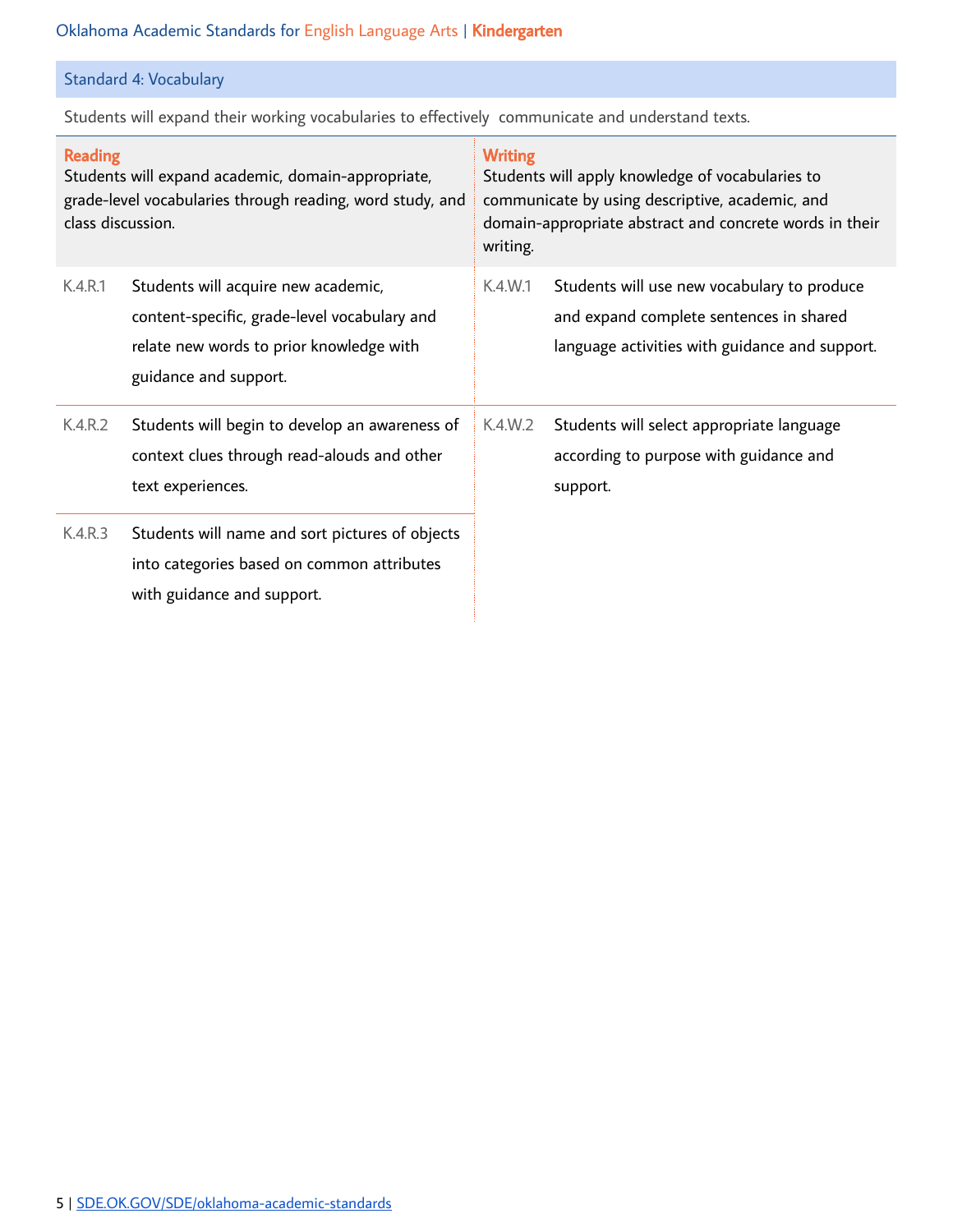## Standard 4: Vocabulary

Students will expand their working vocabularies to effectively communicate and understand texts.

| Reading | | Writing | |
|---|---|---|---|
| Students will expand academic, domain-appropriate, grade-level vocabularies through reading, word study, and class discussion. | | Students will apply knowledge of vocabularies to communicate by using descriptive, academic, and domain-appropriate abstract and concrete words in their writing. | |
| K.4.R.1 | Students will acquire new academic, content-specific, grade-level vocabulary and relate new words to prior knowledge with guidance and support. | K.4.W.1 | Students will use new vocabulary to produce and expand complete sentences in shared language activities with guidance and support. |
| K.4.R.2 | Students will begin to develop an awareness of context clues through read-alouds and other text experiences. | K.4.W.2 | Students will select appropriate language according to purpose with guidance and support. |
| K.4.R.3 | Students will name and sort pictures of objects into categories based on common attributes with guidance and support. | | |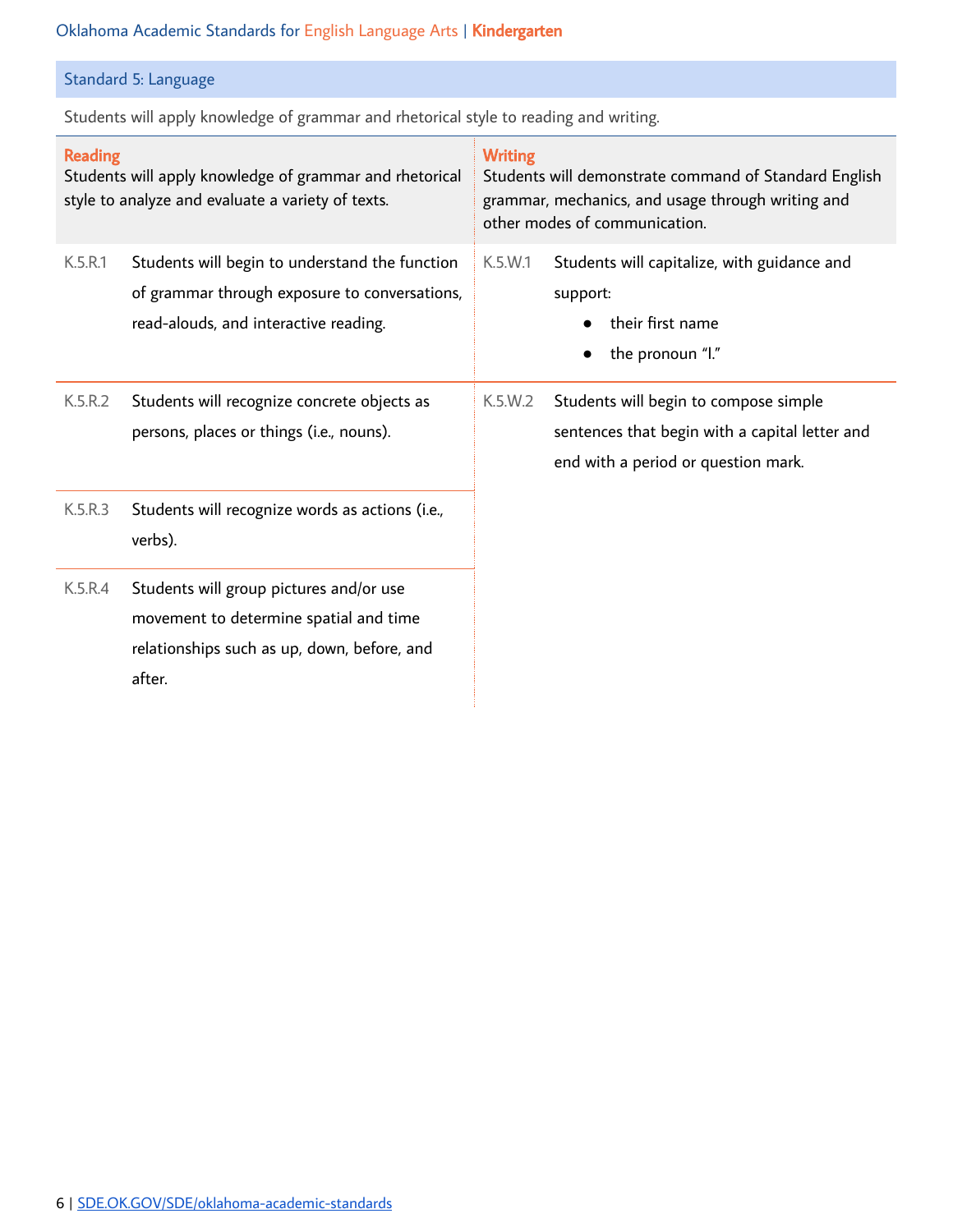## Standard 5: Language

Students will apply knowledge of grammar and rhetorical style to reading and writing.

| **Reading**<br>Students will apply knowledge of grammar and rhetorical style to analyze and evaluate a variety of texts. | | **Writing**<br>Students will demonstrate command of Standard English grammar, mechanics, and usage through writing and other modes of communication. | |
|---|---|---|---|
| K.5.R.1 | Students will begin to understand the function of grammar through exposure to conversations, read-alouds, and interactive reading. | K.5.W.1 | Students will capitalize, with guidance and support:<br>• their first name<br>• the pronoun "I." |
| K.5.R.2 | Students will recognize concrete objects as persons, places or things (i.e., nouns). | K.5.W.2 | Students will begin to compose simple sentences that begin with a capital letter and end with a period or question mark. |
| K.5.R.3 | Students will recognize words as actions (i.e., verbs). | | |
| K.5.R.4 | Students will group pictures and/or use movement to determine spatial and time relationships such as up, down, before, and after. | | |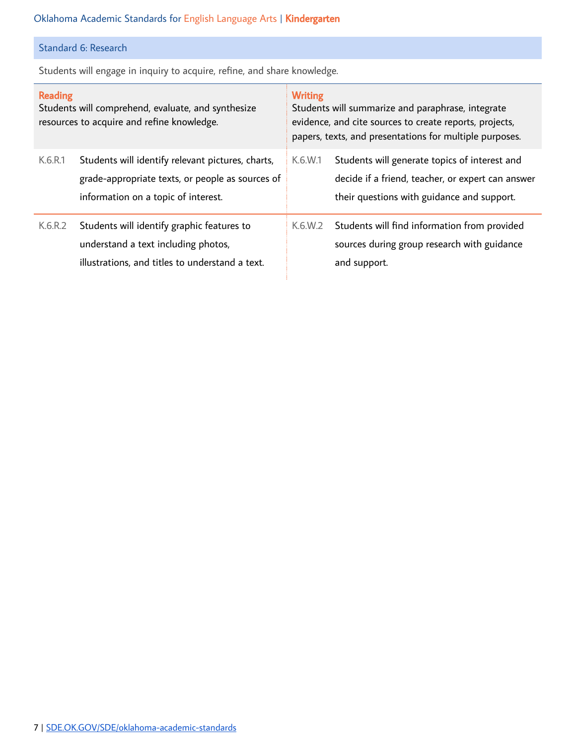## Standard 6: Research

Students will engage in inquiry to acquire, refine, and share knowledge.

| Reading<br>Students will comprehend, evaluate, and synthesize resources to acquire and refine knowledge. | | Writing<br>Students will summarize and paraphrase, integrate evidence, and cite sources to create reports, projects, papers, texts, and presentations for multiple purposes. | |
|---|---|---|---|
| K.6.R.1 | Students will identify relevant pictures, charts, grade-appropriate texts, or people as sources of information on a topic of interest. | K.6.W.1 | Students will generate topics of interest and decide if a friend, teacher, or expert can answer their questions with guidance and support. |
| K.6.R.2 | Students will identify graphic features to understand a text including photos, illustrations, and titles to understand a text. | K.6.W.2 | Students will find information from provided sources during group research with guidance and support. |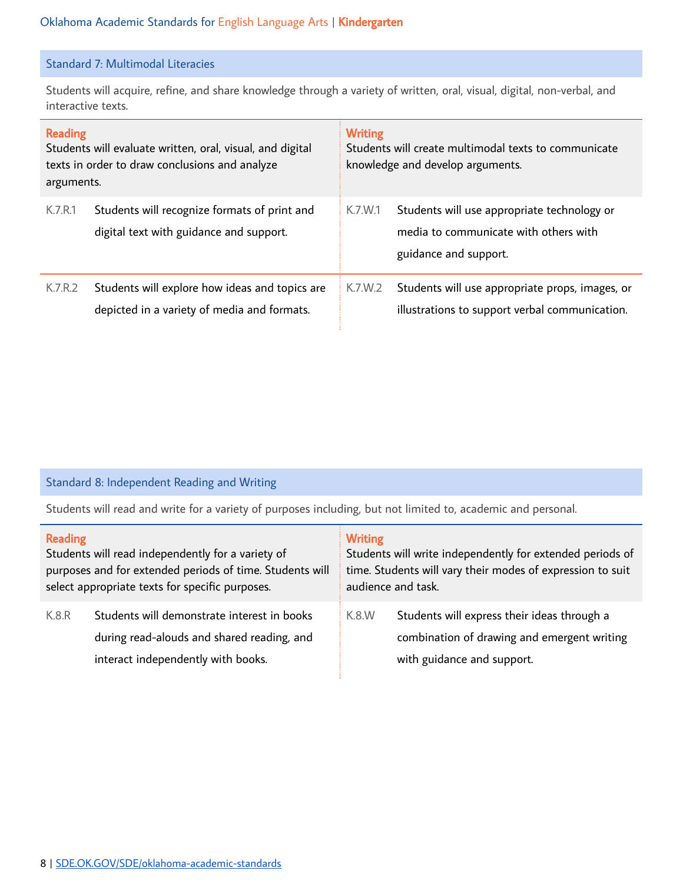## Standard 7: Multimodal Literacies

Students will acquire, refine, and share knowledge through a variety of written, oral, visual, digital, non-verbal, and interactive texts.

| **Reading**<br>Students will evaluate written, oral, visual, and digital texts in order to draw conclusions and analyze arguments. | | **Writing**<br>Students will create multimodal texts to communicate knowledge and develop arguments. | |
|---|---|---|---|
| K.7.R.1 | Students will recognize formats of print and digital text with guidance and support. | K.7.W.1 | Students will use appropriate technology or media to communicate with others with guidance and support. |
| K.7.R.2 | Students will explore how ideas and topics are depicted in a variety of media and formats. | K.7.W.2 | Students will use appropriate props, images, or illustrations to support verbal communication. |

## Standard 8: Independent Reading and Writing

Students will read and write for a variety of purposes including, but not limited to, academic and personal.

| **Reading**<br>Students will read independently for a variety of purposes and for extended periods of time. Students will select appropriate texts for specific purposes. | | **Writing**<br>Students will write independently for extended periods of time. Students will vary their modes of expression to suit audience and task. | |
|---|---|---|---|
| K.8.R | Students will demonstrate interest in books during read-alouds and shared reading, and interact independently with books. | K.8.W | Students will express their ideas through a combination of drawing and emergent writing with guidance and support. |